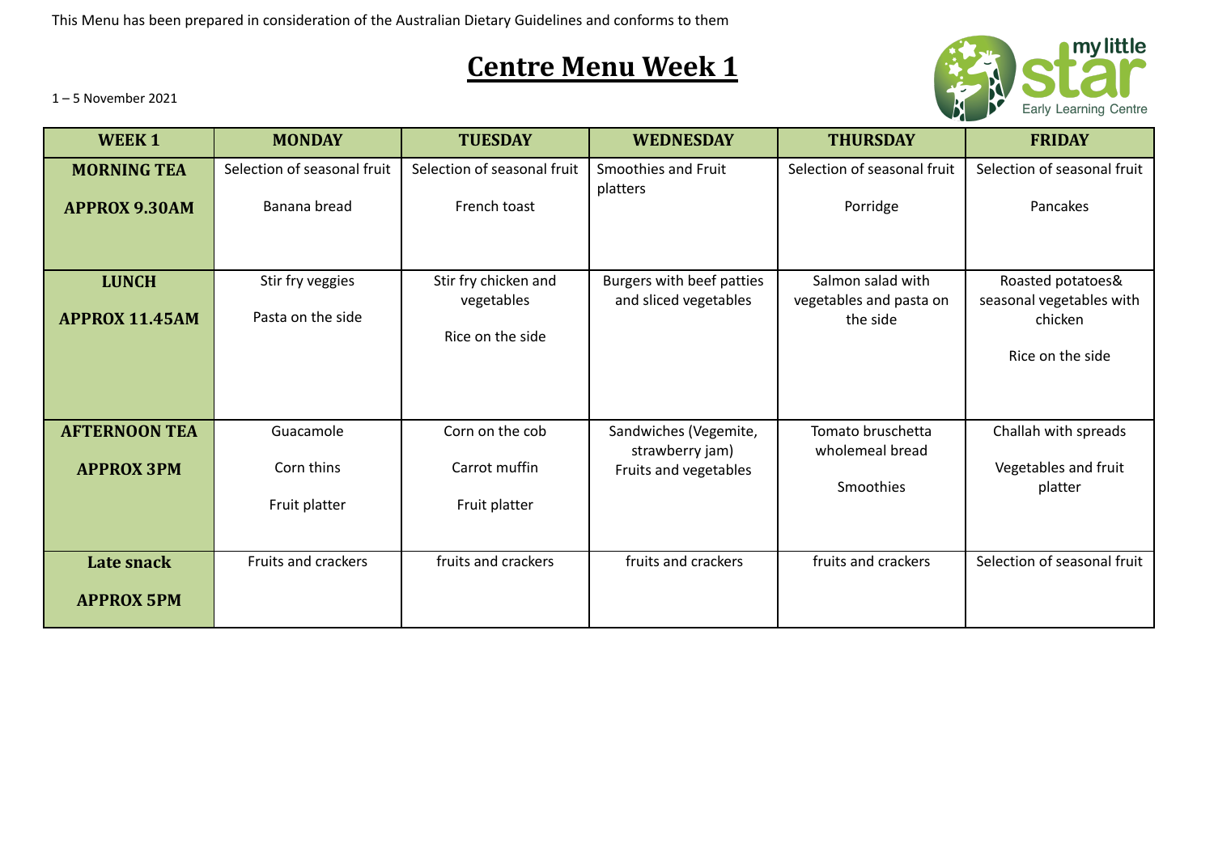This Menu has been prepared in consideration of the Australian Dietary Guidelines and conforms to them

# Centre Menu Week 1

1 – 5 November 2021

my little star Early Learning Centre

| WEEK 1 | MONDAY | TUESDAY | WEDNESDAY | THURSDAY | FRIDAY |
|---|---|---|---|---|---|
| **MORNING TEA**<br><br>**APPROX 9.30AM** | Selection of seasonal fruit<br><br>Banana bread | Selection of seasonal fruit<br><br>French toast | Smoothies and Fruit platters | Selection of seasonal fruit<br><br>Porridge | Selection of seasonal fruit<br><br>Pancakes |
| **LUNCH**<br><br>**APPROX 11.45AM** | Stir fry veggies<br><br>Pasta on the side | Stir fry chicken and vegetables<br><br>Rice on the side | Burgers with beef patties and sliced vegetables | Salmon salad with vegetables and pasta on the side | Roasted potatoes& seasonal vegetables with chicken<br><br>Rice on the side |
| **AFTERNOON TEA**<br><br>**APPROX 3PM** | Guacamole<br><br>Corn thins<br><br>Fruit platter | Corn on the cob<br><br>Carrot muffin<br><br>Fruit platter | Sandwiches (Vegemite, strawberry jam)<br>Fruits and vegetables | Tomato bruschetta wholemeal bread<br><br>Smoothies | Challah with spreads<br><br>Vegetables and fruit platter |
| **Late snack**<br><br>**APPROX 5PM** | Fruits and crackers | fruits and crackers | fruits and crackers | fruits and crackers | Selection of seasonal fruit |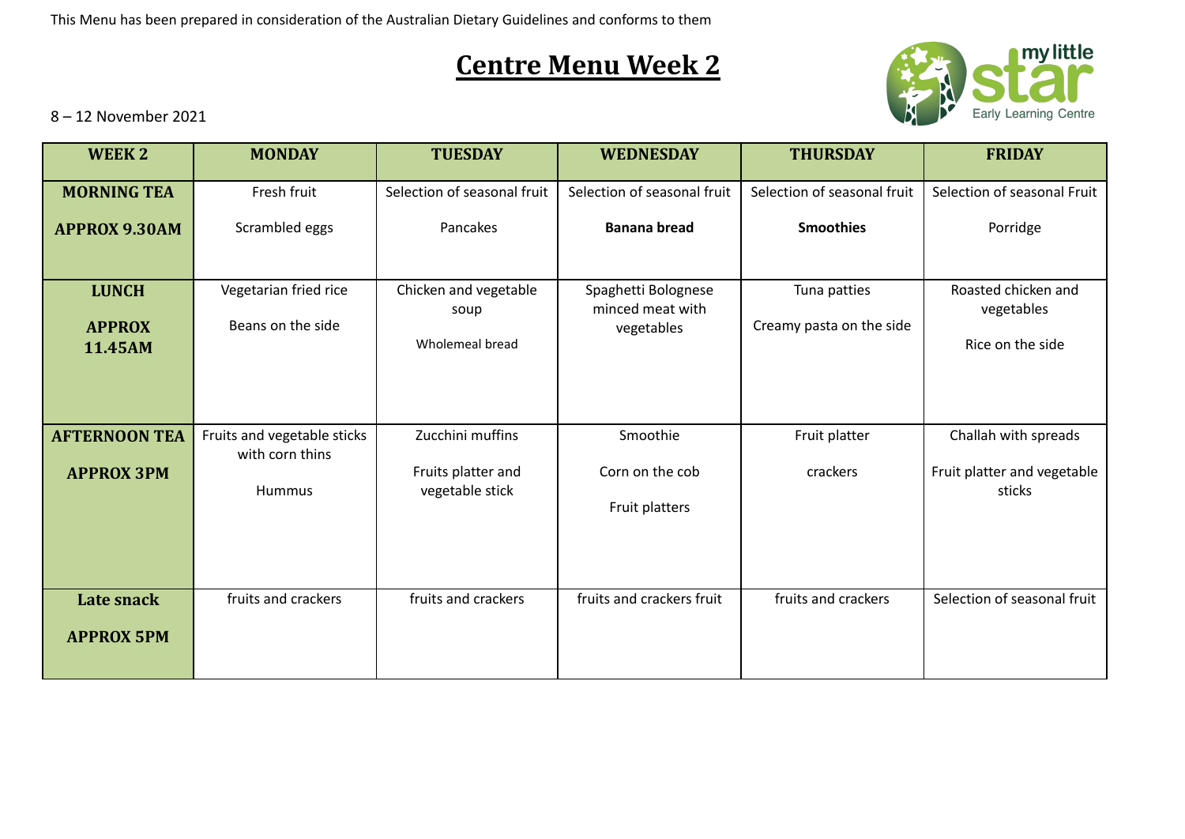This Menu has been prepared in consideration of the Australian Dietary Guidelines and conforms to them

# Centre Menu Week 2

8 – 12 November 2021

| WEEK 2 | MONDAY | TUESDAY | WEDNESDAY | THURSDAY | FRIDAY |
|---|---|---|---|---|---|
| **MORNING TEA**<br>**APPROX 9.30AM** | Fresh fruit<br>Scrambled eggs | Selection of seasonal fruit<br>Pancakes | Selection of seasonal fruit<br>**Banana bread** | Selection of seasonal fruit<br>**Smoothies** | Selection of seasonal Fruit<br>Porridge |
| **LUNCH**<br>**APPROX 11.45AM** | Vegetarian fried rice<br>Beans on the side | Chicken and vegetable soup<br>Wholemeal bread | Spaghetti Bolognese minced meat with vegetables | Tuna patties<br>Creamy pasta on the side | Roasted chicken and vegetables<br>Rice on the side |
| **AFTERNOON TEA**<br>**APPROX 3PM** | Fruits and vegetable sticks with corn thins<br>Hummus | Zucchini muffins<br>Fruits platter and vegetable stick | Smoothie<br>Corn on the cob<br>Fruit platters | Fruit platter<br>crackers | Challah with spreads<br>Fruit platter and vegetable sticks |
| **Late snack**<br>**APPROX 5PM** | fruits and crackers | fruits and crackers | fruits and crackers fruit | fruits and crackers | Selection of seasonal fruit |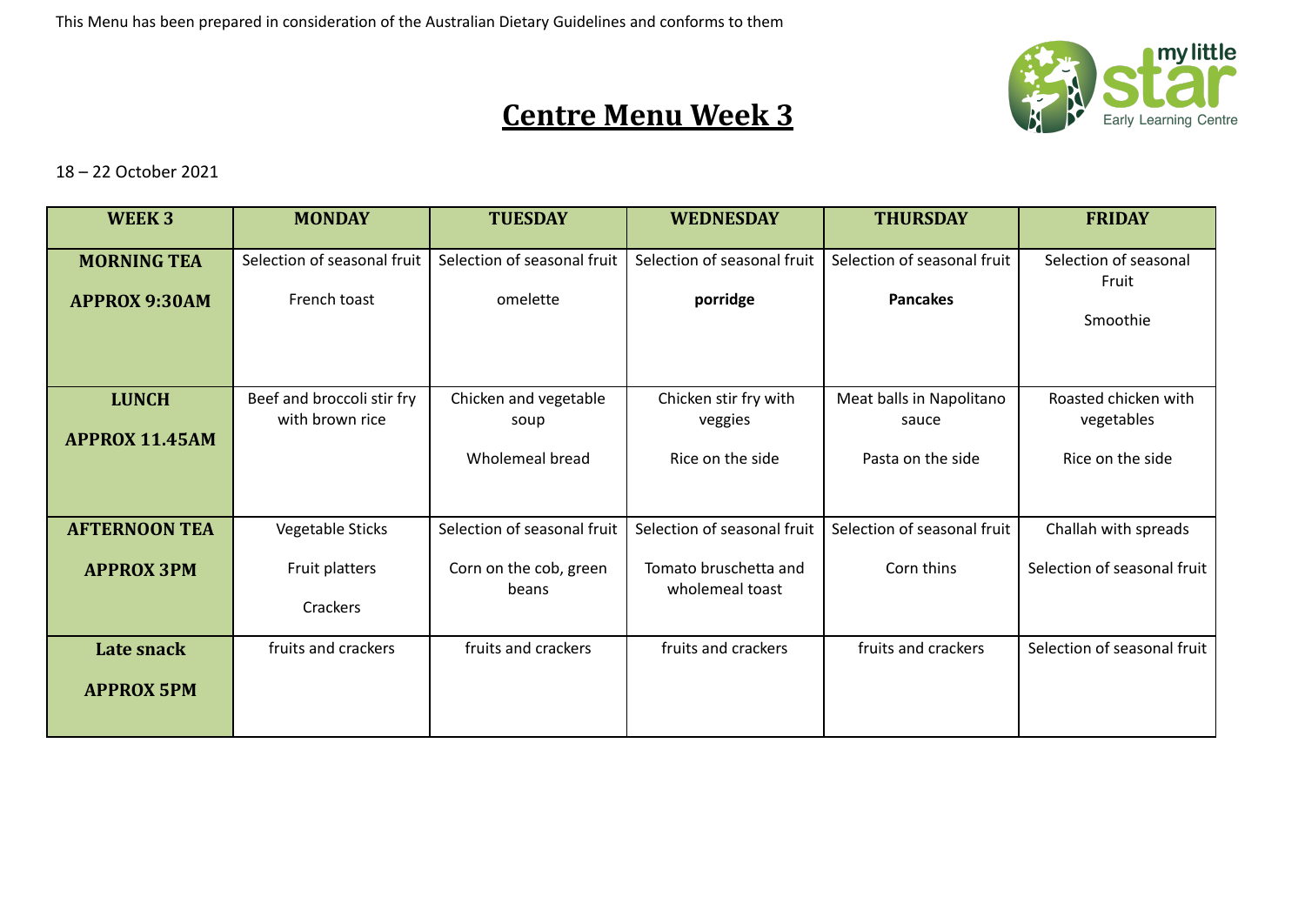This Menu has been prepared in consideration of the Australian Dietary Guidelines and conforms to them

# Centre Menu Week 3

18 – 22 October 2021

| WEEK 3 | MONDAY | TUESDAY | WEDNESDAY | THURSDAY | FRIDAY |
|---|---|---|---|---|---|
| **MORNING TEA**<br><br>**APPROX 9:30AM** | Selection of seasonal fruit<br><br>French toast | Selection of seasonal fruit<br><br>omelette | Selection of seasonal fruit<br><br>**porridge** | Selection of seasonal fruit<br><br>**Pancakes** | Selection of seasonal Fruit<br><br>Smoothie |
| **LUNCH**<br><br>**APPROX 11.45AM** | Beef and broccoli stir fry with brown rice | Chicken and vegetable soup<br><br>Wholemeal bread | Chicken stir fry with veggies<br><br>Rice on the side | Meat balls in Napolitano sauce<br><br>Pasta on the side | Roasted chicken with vegetables<br><br>Rice on the side |
| **AFTERNOON TEA**<br><br>**APPROX 3PM** | Vegetable Sticks<br><br>Fruit platters<br><br>Crackers | Selection of seasonal fruit<br><br>Corn on the cob, green beans | Selection of seasonal fruit<br><br>Tomato bruschetta and wholemeal toast | Selection of seasonal fruit<br><br>Corn thins | Challah with spreads<br><br>Selection of seasonal fruit |
| **Late snack**<br><br>**APPROX 5PM** | fruits and crackers | fruits and crackers | fruits and crackers | fruits and crackers | Selection of seasonal fruit |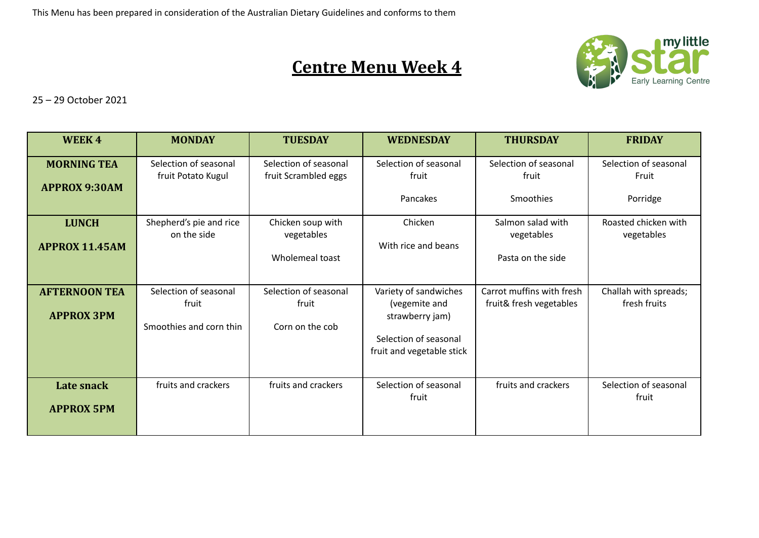This Menu has been prepared in consideration of the Australian Dietary Guidelines and conforms to them

# Centre Menu Week 4

my little star Early Learning Centre

25 – 29 October 2021

| WEEK 4 | MONDAY | TUESDAY | WEDNESDAY | THURSDAY | FRIDAY |
|---|---|---|---|---|---|
| **MORNING TEA**<br>**APPROX 9:30AM** | Selection of seasonal fruit Potato Kugul | Selection of seasonal fruit Scrambled eggs | Selection of seasonal fruit<br>Pancakes | Selection of seasonal fruit<br>Smoothies | Selection of seasonal Fruit<br>Porridge |
| **LUNCH**<br>**APPROX 11.45AM** | Shepherd's pie and rice on the side | Chicken soup with vegetables<br>Wholemeal toast | Chicken<br>With rice and beans | Salmon salad with vegetables<br>Pasta on the side | Roasted chicken with vegetables |
| **AFTERNOON TEA**<br>**APPROX 3PM** | Selection of seasonal fruit<br>Smoothies and corn thin | Selection of seasonal fruit<br>Corn on the cob | Variety of sandwiches (vegemite and strawberry jam)<br>Selection of seasonal fruit and vegetable stick | Carrot muffins with fresh fruit& fresh vegetables | Challah with spreads; fresh fruits |
| **Late snack**<br>**APPROX 5PM** | fruits and crackers | fruits and crackers | Selection of seasonal fruit | fruits and crackers | Selection of seasonal fruit |